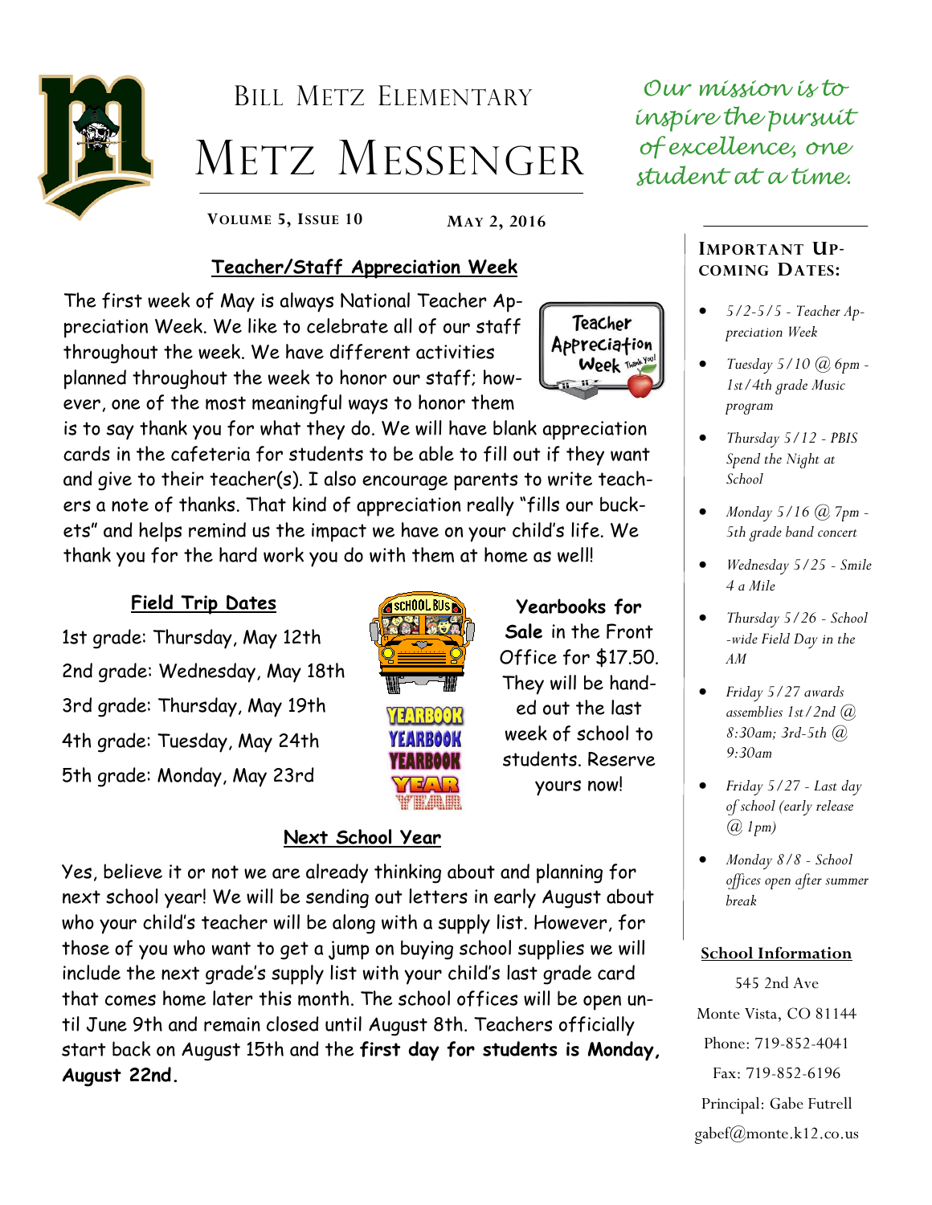# Bill Metz Elementary

# Metz Messenger

**Volume 5, Issue 10** **May 2, 2016**

*Our mission is to inspire the pursuit of excellence, one student at a time.*

## Teacher/Staff Appreciation Week

The first week of May is always National Teacher Appreciation Week. We like to celebrate all of our staff throughout the week. We have different activities planned throughout the week to honor our staff; however, one of the most meaningful ways to honor them is to say thank you for what they do. We will have blank appreciation cards in the cafeteria for students to be able to fill out if they want and give to their teacher(s). I also encourage parents to write teachers a note of thanks. That kind of appreciation really "fills our buckets" and helps remind us the impact we have on your child's life. We thank you for the hard work you do with them at home as well!

## Field Trip Dates

1st grade: Thursday, May 12th

2nd grade: Wednesday, May 18th

3rd grade: Thursday, May 19th

4th grade: Tuesday, May 24th

5th grade: Monday, May 23rd

**Yearbooks for Sale** in the Front Office for $17.50. They will be handed out the last week of school to students. Reserve yours now!

## Next School Year

Yes, believe it or not we are already thinking about and planning for next school year! We will be sending out letters in early August about who your child's teacher will be along with a supply list. However, for those of you who want to get a jump on buying school supplies we will include the next grade's supply list with your child's last grade card that comes home later this month. The school offices will be open until June 9th and remain closed until August 8th. Teachers officially start back on August 15th and the **first day for students is Monday, August 22nd.**

## Important Upcoming Dates:

- *5/2-5/5 - Teacher Appreciation Week*
- *Tuesday 5/10 @ 6pm - 1st/4th grade Music program*
- *Thursday 5/12 - PBIS Spend the Night at School*
- *Monday 5/16 @ 7pm - 5th grade band concert*
- *Wednesday 5/25 - Smile 4 a Mile*
- *Thursday 5/26 - School-wide Field Day in the AM*
- *Friday 5/27 awards assemblies 1st/2nd @ 8:30am; 3rd-5th @ 9:30am*
- *Friday 5/27 - Last day of school (early release @ 1pm)*
- *Monday 8/8 - School offices open after summer break*

## School Information

545 2nd Ave

Monte Vista, CO 81144

Phone: 719-852-4041

Fax: 719-852-6196

Principal: Gabe Futrell

gabef@monte.k12.co.us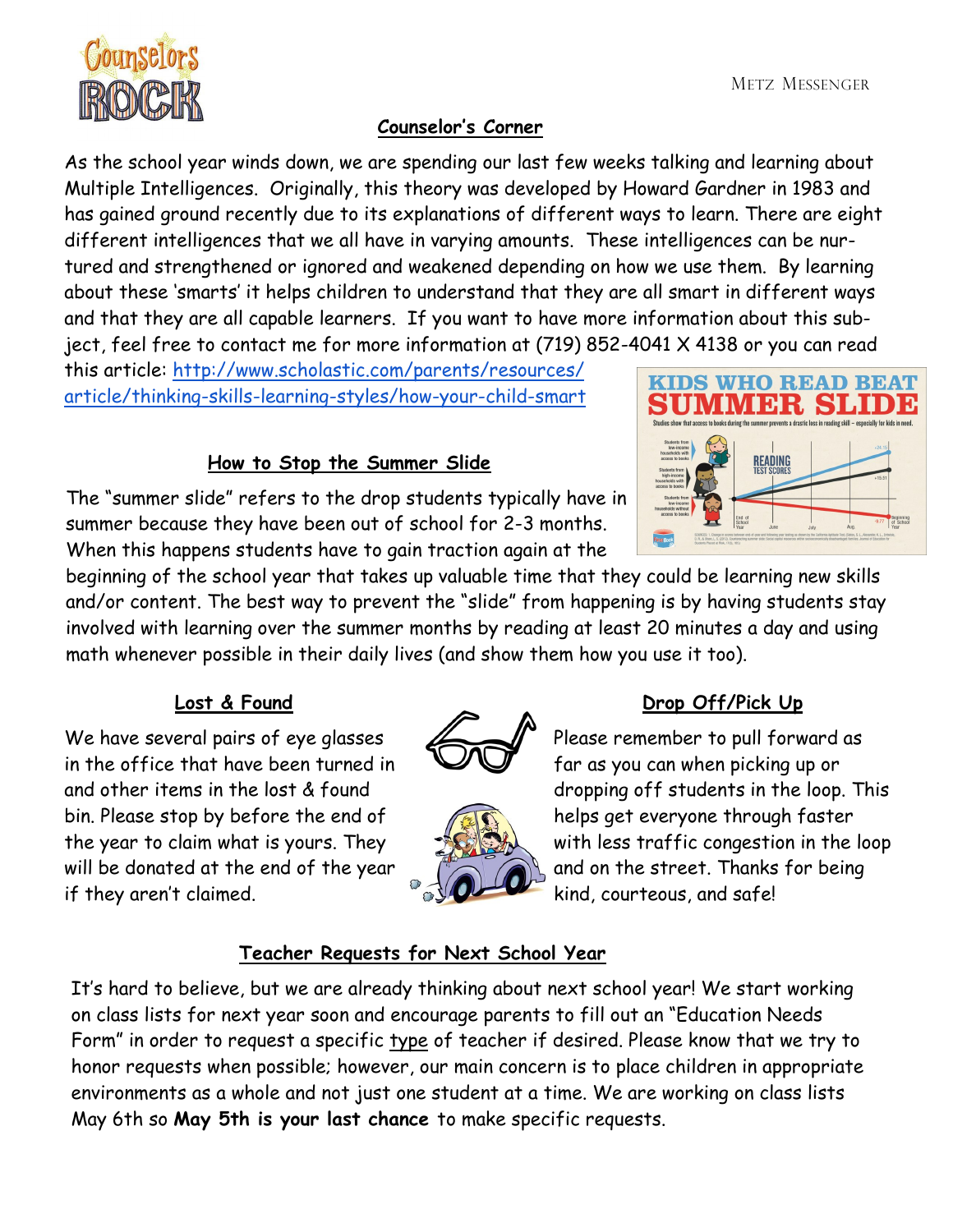## Counselor's Corner

As the school year winds down, we are spending our last few weeks talking and learning about Multiple Intelligences. Originally, this theory was developed by Howard Gardner in 1983 and has gained ground recently due to its explanations of different ways to learn. There are eight different intelligences that we all have in varying amounts. These intelligences can be nurtured and strengthened or ignored and weakened depending on how we use them. By learning about these 'smarts' it helps children to understand that they are all smart in different ways and that they are all capable learners. If you want to have more information about this subject, feel free to contact me for more information at (719) 852-4041 X 4138 or you can read this article: http://www.scholastic.com/parents/resources/article/thinking-skills-learning-styles/how-your-child-smart

KIDS WHO READ BEAT SUMMER SLIDE

Studies show that access to books during the summer prevents a drastic loss in reading skill – especially for kids in need.

READING TEST SCORES

Students from low-income households with access to books

Students from high-income households with access to books

Students from low-income households without access to books

End of School Year

June

July

Aug.

Beginning of School Year

## How to Stop the Summer Slide

The "summer slide" refers to the drop students typically have in summer because they have been out of school for 2-3 months. When this happens students have to gain traction again at the beginning of the school year that takes up valuable time that they could be learning new skills and/or content. The best way to prevent the "slide" from happening is by having students stay involved with learning over the summer months by reading at least 20 minutes a day and using math whenever possible in their daily lives (and show them how you use it too).

## Lost & Found

We have several pairs of eye glasses in the office that have been turned in and other items in the lost & found bin. Please stop by before the end of the year to claim what is yours. They will be donated at the end of the year if they aren't claimed.

## Drop Off/Pick Up

Please remember to pull forward as far as you can when picking up or dropping off students in the loop. This helps get everyone through faster with less traffic congestion in the loop and on the street. Thanks for being kind, courteous, and safe!

## Teacher Requests for Next School Year

It's hard to believe, but we are already thinking about next school year! We start working on class lists for next year soon and encourage parents to fill out an "Education Needs Form" in order to request a specific type of teacher if desired. Please know that we try to honor requests when possible; however, our main concern is to place children in appropriate environments as a whole and not just one student at a time. We are working on class lists May 6th so **May 5th is your last chance** to make specific requests.